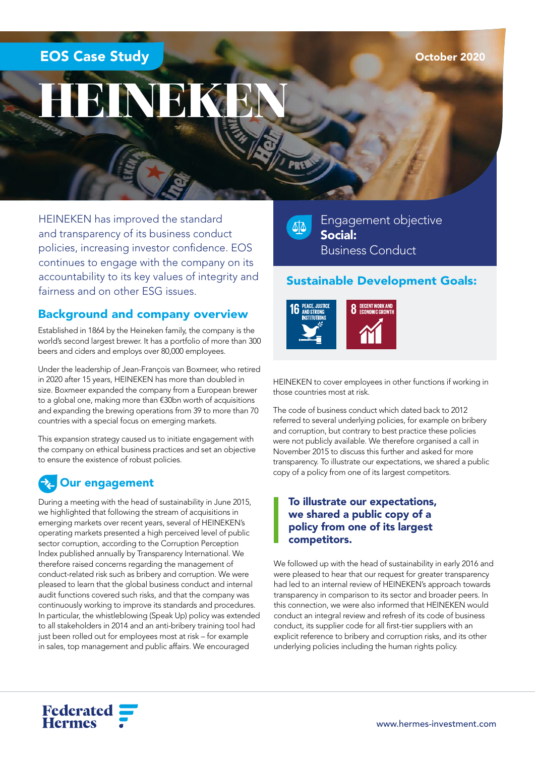EOS Case Study

October 2020

# HEINEKEN

HEINEKEN has improved the standard and transparency of its business conduct policies, increasing investor confidence. EOS continues to engage with the company on its accountability to its key values of integrity and fairness and on other ESG issues.

Engagement objective
**Social:**
Business Conduct

## Sustainable Development Goals:

16 PEACE, JUSTICE AND STRONG INSTITUTIONS

8 DECENT WORK AND ECONOMIC GROWTH

## Background and company overview

Established in 1864 by the Heineken family, the company is the world's second largest brewer. It has a portfolio of more than 300 beers and ciders and employs over 80,000 employees.

Under the leadership of Jean-François van Boxmeer, who retired in 2020 after 15 years, HEINEKEN has more than doubled in size. Boxmeer expanded the company from a European brewer to a global one, making more than €30bn worth of acquisitions and expanding the brewing operations from 39 to more than 70 countries with a special focus on emerging markets.

This expansion strategy caused us to initiate engagement with the company on ethical business practices and set an objective to ensure the existence of robust policies.

## Our engagement

During a meeting with the head of sustainability in June 2015, we highlighted that following the stream of acquisitions in emerging markets over recent years, several of HEINEKEN's operating markets presented a high perceived level of public sector corruption, according to the Corruption Perception Index published annually by Transparency International. We therefore raised concerns regarding the management of conduct-related risk such as bribery and corruption. We were pleased to learn that the global business conduct and internal audit functions covered such risks, and that the company was continuously working to improve its standards and procedures. In particular, the whistleblowing (Speak Up) policy was extended to all stakeholders in 2014 and an anti-bribery training tool had just been rolled out for employees most at risk – for example in sales, top management and public affairs. We encouraged HEINEKEN to cover employees in other functions if working in those countries most at risk.

The code of business conduct which dated back to 2012 referred to several underlying policies, for example on bribery and corruption, but contrary to best practice these policies were not publicly available. We therefore organised a call in November 2015 to discuss this further and asked for more transparency. To illustrate our expectations, we shared a public copy of a policy from one of its largest competitors.

> **To illustrate our expectations, we shared a public copy of a policy from one of its largest competitors.**

We followed up with the head of sustainability in early 2016 and were pleased to hear that our request for greater transparency had led to an internal review of HEINEKEN's approach towards transparency in comparison to its sector and broader peers. In this connection, we were also informed that HEINEKEN would conduct an integral review and refresh of its code of business conduct, its supplier code for all first-tier suppliers with an explicit reference to bribery and corruption risks, and its other underlying policies including the human rights policy.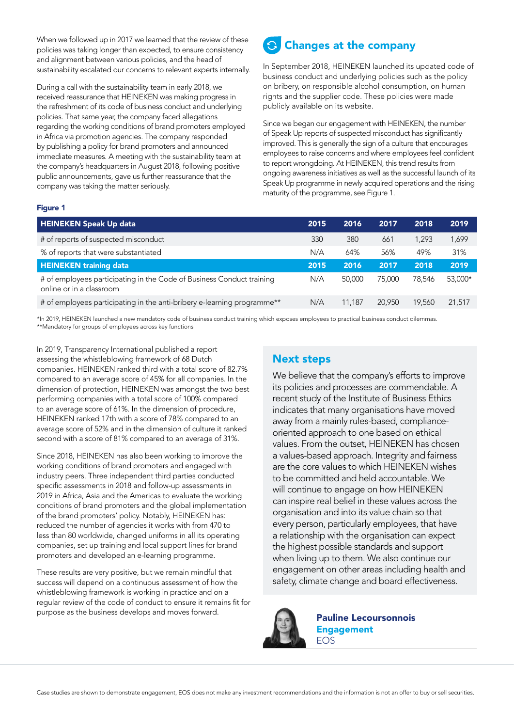When we followed up in 2017 we learned that the review of these policies was taking longer than expected, to ensure consistency and alignment between various policies, and the head of sustainability escalated our concerns to relevant experts internally.

During a call with the sustainability team in early 2018, we received reassurance that HEINEKEN was making progress in the refreshment of its code of business conduct and underlying policies. That same year, the company faced allegations regarding the working conditions of brand promoters employed in Africa via promotion agencies. The company responded by publishing a policy for brand promoters and announced immediate measures. A meeting with the sustainability team at the company's headquarters in August 2018, following positive public announcements, gave us further reassurance that the company was taking the matter seriously.

## Changes at the company

In September 2018, HEINEKEN launched its updated code of business conduct and underlying policies such as the policy on bribery, on responsible alcohol consumption, on human rights and the supplier code. These policies were made publicly available on its website.

Since we began our engagement with HEINEKEN, the number of Speak Up reports of suspected misconduct has significantly improved. This is generally the sign of a culture that encourages employees to raise concerns and where employees feel confident to report wrongdoing. At HEINEKEN, this trend results from ongoing awareness initiatives as well as the successful launch of its Speak Up programme in newly acquired operations and the rising maturity of the programme, see Figure 1.

**Figure 1**

| HEINEKEN Speak Up data | 2015 | 2016 | 2017 | 2018 | 2019 |
|---|---|---|---|---|---|
| # of reports of suspected misconduct | 330 | 380 | 661 | 1,293 | 1,699 |
| % of reports that were substantiated | N/A | 64% | 56% | 49% | 31% |
| **HEINEKEN training data** | **2015** | **2016** | **2017** | **2018** | **2019** |
| # of employees participating in the Code of Business Conduct training online or in a classroom | N/A | 50,000 | 75,000 | 78,546 | 53,000* |
| # of employees participating in the anti-bribery e-learning programme** | N/A | 11,187 | 20,950 | 19,560 | 21,517 |

*In 2019, HEINEKEN launched a new mandatory code of business conduct training which exposes employees to practical business conduct dilemmas.
**Mandatory for groups of employees across key functions

In 2019, Transparency International published a report assessing the whistleblowing framework of 68 Dutch companies. HEINEKEN ranked third with a total score of 82.7% compared to an average score of 45% for all companies. In the dimension of protection, HEINEKEN was amongst the two best performing companies with a total score of 100% compared to an average score of 61%. In the dimension of procedure, HEINEKEN ranked 17th with a score of 78% compared to an average score of 52% and in the dimension of culture it ranked second with a score of 81% compared to an average of 31%.

Since 2018, HEINEKEN has also been working to improve the working conditions of brand promoters and engaged with industry peers. Three independent third parties conducted specific assessments in 2018 and follow-up assessments in 2019 in Africa, Asia and the Americas to evaluate the working conditions of brand promoters and the global implementation of the brand promoters' policy. Notably, HEINEKEN has: reduced the number of agencies it works with from 470 to less than 80 worldwide, changed uniforms in all its operating companies, set up training and local support lines for brand promoters and developed an e-learning programme.

These results are very positive, but we remain mindful that success will depend on a continuous assessment of how the whistleblowing framework is working in practice and on a regular review of the code of conduct to ensure it remains fit for purpose as the business develops and moves forward.

## Next steps

We believe that the company's efforts to improve its policies and processes are commendable. A recent study of the Institute of Business Ethics indicates that many organisations have moved away from a mainly rules-based, compliance-oriented approach to one based on ethical values. From the outset, HEINEKEN has chosen a values-based approach. Integrity and fairness are the core values to which HEINEKEN wishes to be committed and held accountable. We will continue to engage on how HEINEKEN can inspire real belief in these values across the organisation and into its value chain so that every person, particularly employees, that have a relationship with the organisation can expect the highest possible standards and support when living up to them. We also continue our engagement on other areas including health and safety, climate change and board effectiveness.

**Pauline Lecoursonnois**
**Engagement**
EOS

Case studies are shown to demonstrate engagement, EOS does not make any investment recommendations and the information is not an offer to buy or sell securities.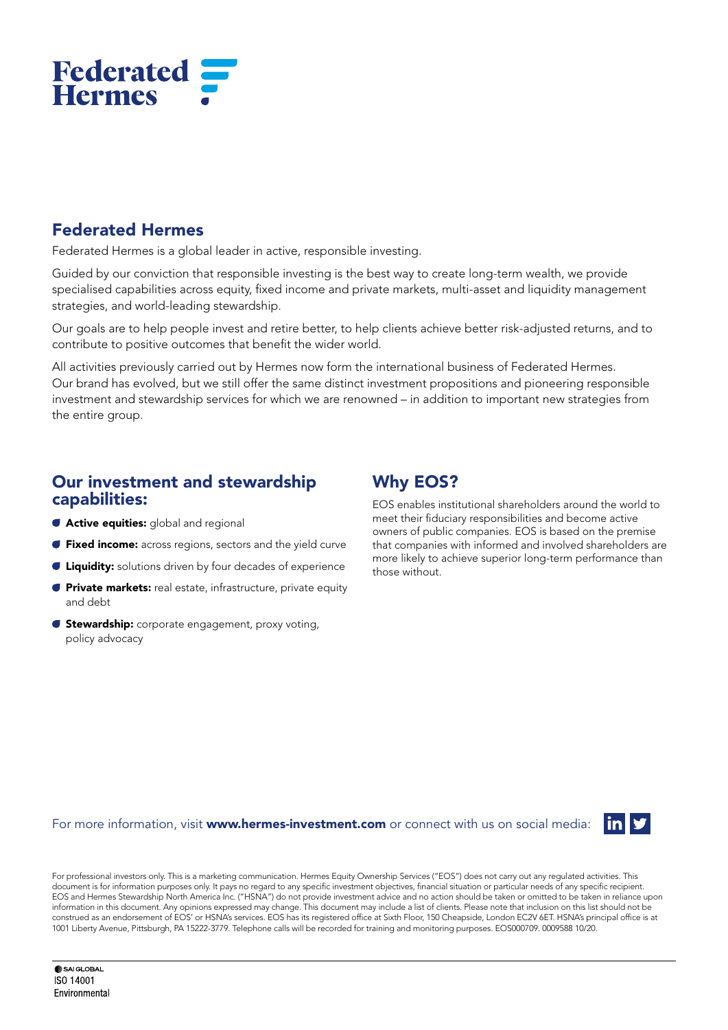Federated Hermes

## Federated Hermes

Federated Hermes is a global leader in active, responsible investing.

Guided by our conviction that responsible investing is the best way to create long-term wealth, we provide specialised capabilities across equity, fixed income and private markets, multi-asset and liquidity management strategies, and world-leading stewardship.

Our goals are to help people invest and retire better, to help clients achieve better risk-adjusted returns, and to contribute to positive outcomes that benefit the wider world.

All activities previously carried out by Hermes now form the international business of Federated Hermes. Our brand has evolved, but we still offer the same distinct investment propositions and pioneering responsible investment and stewardship services for which we are renowned – in addition to important new strategies from the entire group.

## Our investment and stewardship capabilities:

- **Active equities:** global and regional
- **Fixed income:** across regions, sectors and the yield curve
- **Liquidity:** solutions driven by four decades of experience
- **Private markets:** real estate, infrastructure, private equity and debt
- **Stewardship:** corporate engagement, proxy voting, policy advocacy

## Why EOS?

EOS enables institutional shareholders around the world to meet their fiduciary responsibilities and become active owners of public companies. EOS is based on the premise that companies with informed and involved shareholders are more likely to achieve superior long-term performance than those without.

For more information, visit **www.hermes-investment.com** or connect with us on social media:

For professional investors only. This is a marketing communication. Hermes Equity Ownership Services ("EOS") does not carry out any regulated activities. This document is for information purposes only. It pays no regard to any specific investment objectives, financial situation or particular needs of any specific recipient. EOS and Hermes Stewardship North America Inc. ("HSNA") do not provide investment advice and no action should be taken or omitted to be taken in reliance upon information in this document. Any opinions expressed may change. This document may include a list of clients. Please note that inclusion on this list should not be construed as an endorsement of EOS' or HSNA's services. EOS has its registered office at Sixth Floor, 150 Cheapside, London EC2V 6ET. HSNA's principal office is at 1001 Liberty Avenue, Pittsburgh, PA 15222-3779. Telephone calls will be recorded for training and monitoring purposes. EOS000709. 0009588 10/20.

SAI GLOBAL
ISO 14001
Environmental